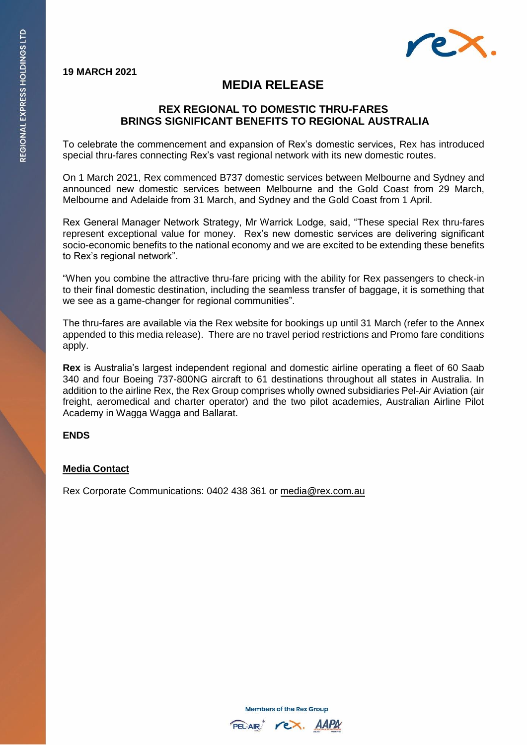19 MARCH 2021

# MEDIA RELEASE

## REX REGIONAL TO DOMESTIC THRU-FARES BRINGS SIGNIFICANT BENEFITS TO REGIONAL AUSTRALIA

To celebrate the commencement and expansion of Rex's domestic services, Rex has introduced special thru-fares connecting Rex's vast regional network with its new domestic routes.

On 1 March 2021, Rex commenced B737 domestic services between Melbourne and Sydney and announced new domestic services between Melbourne and the Gold Coast from 29 March, Melbourne and Adelaide from 31 March, and Sydney and the Gold Coast from 1 April.

Rex General Manager Network Strategy, Mr Warrick Lodge, said, "These special Rex thru-fares represent exceptional value for money. Rex's new domestic services are delivering significant socio-economic benefits to the national economy and we are excited to be extending these benefits to Rex's regional network".

"When you combine the attractive thru-fare pricing with the ability for Rex passengers to check-in to their final domestic destination, including the seamless transfer of baggage, it is something that we see as a game-changer for regional communities".

The thru-fares are available via the Rex website for bookings up until 31 March (refer to the Annex appended to this media release). There are no travel period restrictions and Promo fare conditions apply.

**Rex** is Australia's largest independent regional and domestic airline operating a fleet of 60 Saab 340 and four Boeing 737-800NG aircraft to 61 destinations throughout all states in Australia. In addition to the airline Rex, the Rex Group comprises wholly owned subsidiaries Pel-Air Aviation (air freight, aeromedical and charter operator) and the two pilot academies, Australian Airline Pilot Academy in Wagga Wagga and Ballarat.

**ENDS**

**Media Contact**

Rex Corporate Communications: 0402 438 361 or media@rex.com.au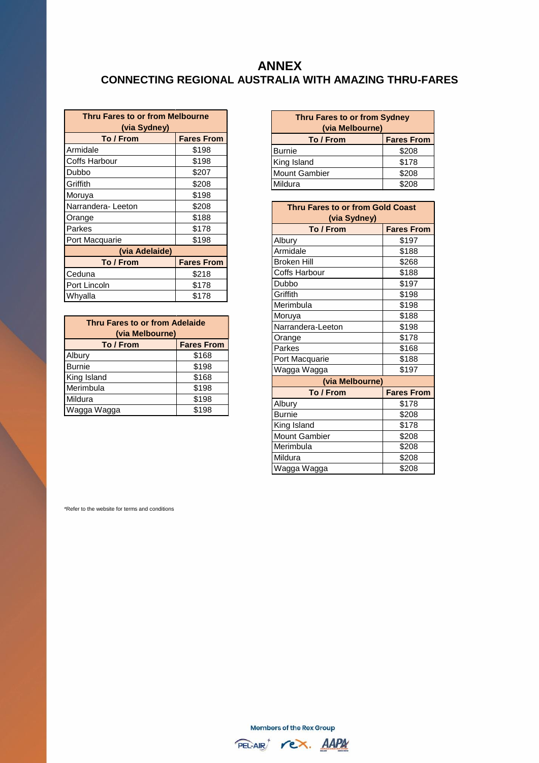# ANNEX

## CONNECTING REGIONAL AUSTRALIA WITH AMAZING THRU-FARES

| Thru Fares to or from Melbourne (via Sydney) | |
|---|---|
| **To / From** | **Fares From** |
| Armidale | $198 |
| Coffs Harbour | $198 |
| Dubbo | $207 |
| Griffith | $208 |
| Moruya | $198 |
| Narrandera- Leeton | $208 |
| Orange | $188 |
| Parkes | $178 |
| Port Macquarie | $198 |
| **(via Adelaide)** | |
| **To / From** | **Fares From** |
| Ceduna | $218 |
| Port Lincoln | $178 |
| Whyalla | $178 |

| Thru Fares to or from Adelaide (via Melbourne) | |
|---|---|
| **To / From** | **Fares From** |
| Albury | $168 |
| Burnie | $198 |
| King Island | $168 |
| Merimbula | $198 |
| Mildura | $198 |
| Wagga Wagga | $198 |

| Thru Fares to or from Sydney (via Melbourne) | |
|---|---|
| **To / From** | **Fares From** |
| Burnie | $208 |
| King Island | $178 |
| Mount Gambier | $208 |
| Mildura | $208 |

| Thru Fares to or from Gold Coast (via Sydney) | |
|---|---|
| **To / From** | **Fares From** |
| Albury | $197 |
| Armidale | $188 |
| Broken Hill | $268 |
| Coffs Harbour | $188 |
| Dubbo | $197 |
| Griffith | $198 |
| Merimbula | $198 |
| Moruya | $188 |
| Narrandera-Leeton | $198 |
| Orange | $178 |
| Parkes | $168 |
| Port Macquarie | $188 |
| Wagga Wagga | $197 |
| **(via Melbourne)** | |
| **To / From** | **Fares From** |
| Albury | $178 |
| Burnie | $208 |
| King Island | $178 |
| Mount Gambier | $208 |
| Merimbula | $208 |
| Mildura | $208 |
| Wagga Wagga | $208 |

*Refer to the website for terms and conditions

Members of the Rex Group